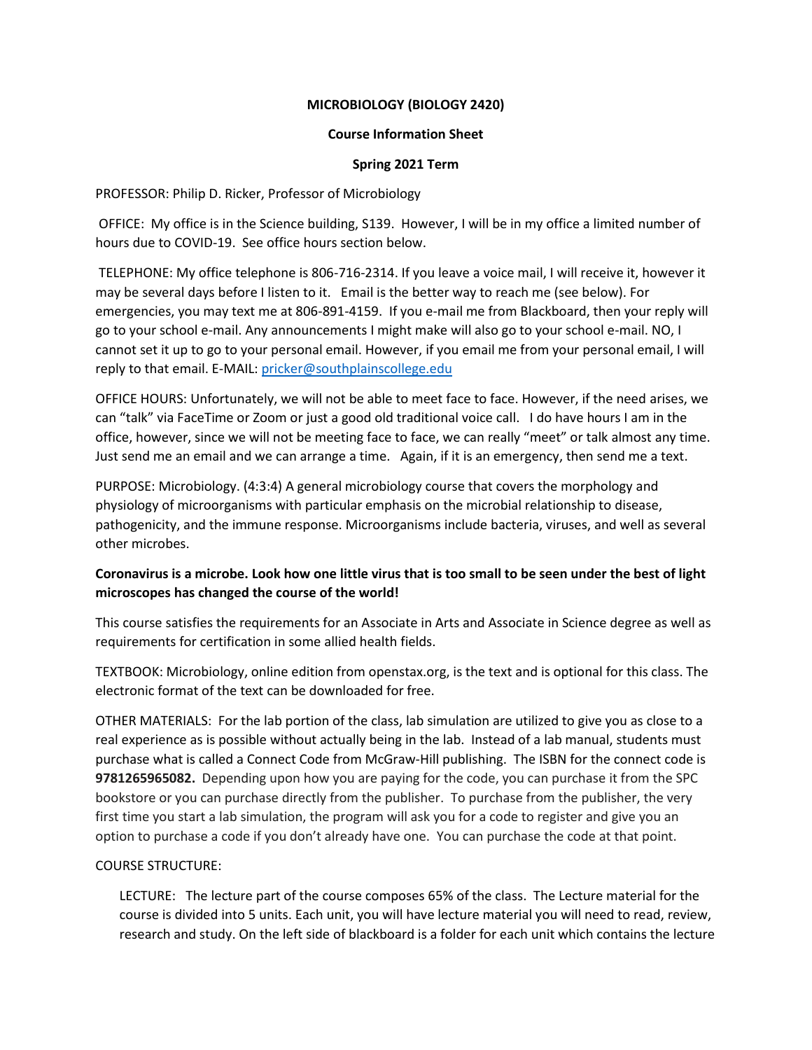# MICROBIOLOGY (BIOLOGY 2420)

## Course Information Sheet

### Spring 2021 Term

PROFESSOR: Philip D. Ricker, Professor of Microbiology

OFFICE: My office is in the Science building, S139. However, I will be in my office a limited number of hours due to COVID-19. See office hours section below.

TELEPHONE: My office telephone is 806-716-2314. If you leave a voice mail, I will receive it, however it may be several days before I listen to it. Email is the better way to reach me (see below). For emergencies, you may text me at 806-891-4159. If you e-mail me from Blackboard, then your reply will go to your school e-mail. Any announcements I might make will also go to your school e-mail. NO, I cannot set it up to go to your personal email. However, if you email me from your personal email, I will reply to that email. E-MAIL: pricker@southplainscollege.edu

OFFICE HOURS: Unfortunately, we will not be able to meet face to face. However, if the need arises, we can "talk" via FaceTime or Zoom or just a good old traditional voice call. I do have hours I am in the office, however, since we will not be meeting face to face, we can really "meet" or talk almost any time. Just send me an email and we can arrange a time. Again, if it is an emergency, then send me a text.

PURPOSE: Microbiology. (4:3:4) A general microbiology course that covers the morphology and physiology of microorganisms with particular emphasis on the microbial relationship to disease, pathogenicity, and the immune response. Microorganisms include bacteria, viruses, and well as several other microbes.

**Coronavirus is a microbe. Look how one little virus that is too small to be seen under the best of light microscopes has changed the course of the world!**

This course satisfies the requirements for an Associate in Arts and Associate in Science degree as well as requirements for certification in some allied health fields.

TEXTBOOK: Microbiology, online edition from openstax.org, is the text and is optional for this class. The electronic format of the text can be downloaded for free.

OTHER MATERIALS: For the lab portion of the class, lab simulation are utilized to give you as close to a real experience as is possible without actually being in the lab. Instead of a lab manual, students must purchase what is called a Connect Code from McGraw-Hill publishing. The ISBN for the connect code is **9781265965082.** Depending upon how you are paying for the code, you can purchase it from the SPC bookstore or you can purchase directly from the publisher. To purchase from the publisher, the very first time you start a lab simulation, the program will ask you for a code to register and give you an option to purchase a code if you don't already have one. You can purchase the code at that point.

COURSE STRUCTURE:

LECTURE: The lecture part of the course composes 65% of the class. The Lecture material for the course is divided into 5 units. Each unit, you will have lecture material you will need to read, review, research and study. On the left side of blackboard is a folder for each unit which contains the lecture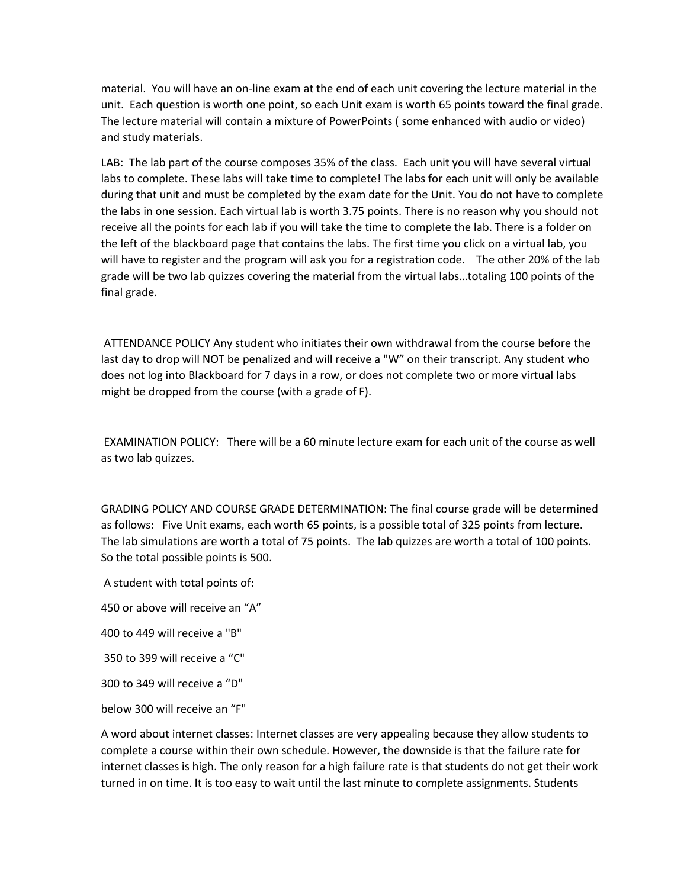material. You will have an on-line exam at the end of each unit covering the lecture material in the unit. Each question is worth one point, so each Unit exam is worth 65 points toward the final grade. The lecture material will contain a mixture of PowerPoints ( some enhanced with audio or video) and study materials.

LAB: The lab part of the course composes 35% of the class. Each unit you will have several virtual labs to complete. These labs will take time to complete! The labs for each unit will only be available during that unit and must be completed by the exam date for the Unit. You do not have to complete the labs in one session. Each virtual lab is worth 3.75 points. There is no reason why you should not receive all the points for each lab if you will take the time to complete the lab. There is a folder on the left of the blackboard page that contains the labs. The first time you click on a virtual lab, you will have to register and the program will ask you for a registration code. The other 20% of the lab grade will be two lab quizzes covering the material from the virtual labs…totaling 100 points of the final grade.

ATTENDANCE POLICY Any student who initiates their own withdrawal from the course before the last day to drop will NOT be penalized and will receive a "W" on their transcript. Any student who does not log into Blackboard for 7 days in a row, or does not complete two or more virtual labs might be dropped from the course (with a grade of F).

EXAMINATION POLICY: There will be a 60 minute lecture exam for each unit of the course as well as two lab quizzes.

GRADING POLICY AND COURSE GRADE DETERMINATION: The final course grade will be determined as follows: Five Unit exams, each worth 65 points, is a possible total of 325 points from lecture. The lab simulations are worth a total of 75 points. The lab quizzes are worth a total of 100 points. So the total possible points is 500.

A student with total points of:

450 or above will receive an "A"

400 to 449 will receive a "B"

350 to 399 will receive a "C"

300 to 349 will receive a "D"

below 300 will receive an "F"

A word about internet classes: Internet classes are very appealing because they allow students to complete a course within their own schedule. However, the downside is that the failure rate for internet classes is high. The only reason for a high failure rate is that students do not get their work turned in on time. It is too easy to wait until the last minute to complete assignments. Students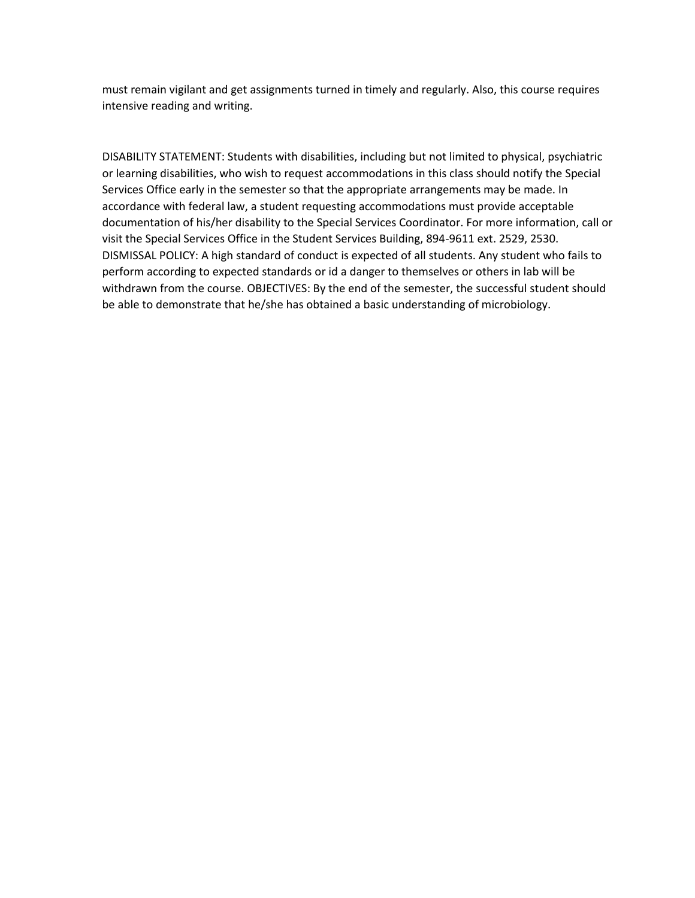must remain vigilant and get assignments turned in timely and regularly. Also, this course requires intensive reading and writing.

DISABILITY STATEMENT: Students with disabilities, including but not limited to physical, psychiatric or learning disabilities, who wish to request accommodations in this class should notify the Special Services Office early in the semester so that the appropriate arrangements may be made. In accordance with federal law, a student requesting accommodations must provide acceptable documentation of his/her disability to the Special Services Coordinator. For more information, call or visit the Special Services Office in the Student Services Building, 894-9611 ext. 2529, 2530. DISMISSAL POLICY: A high standard of conduct is expected of all students. Any student who fails to perform according to expected standards or id a danger to themselves or others in lab will be withdrawn from the course. OBJECTIVES: By the end of the semester, the successful student should be able to demonstrate that he/she has obtained a basic understanding of microbiology.